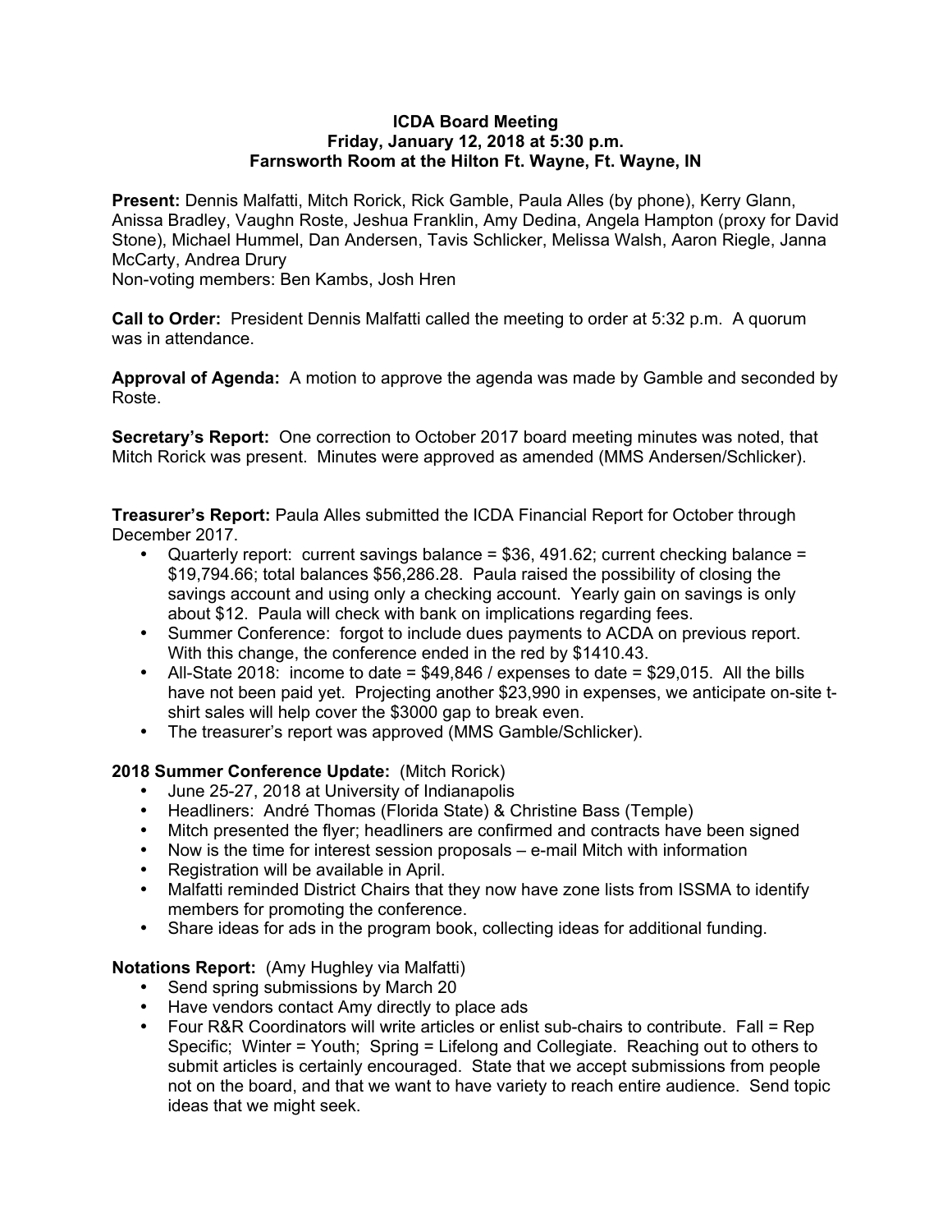**ICDA Board Meeting**
**Friday, January 12, 2018 at 5:30 p.m.**
**Farnsworth Room at the Hilton Ft. Wayne, Ft. Wayne, IN**

**Present:** Dennis Malfatti, Mitch Rorick, Rick Gamble, Paula Alles (by phone), Kerry Glann, Anissa Bradley, Vaughn Roste, Jeshua Franklin, Amy Dedina, Angela Hampton (proxy for David Stone), Michael Hummel, Dan Andersen, Tavis Schlicker, Melissa Walsh, Aaron Riegle, Janna McCarty, Andrea Drury
Non-voting members: Ben Kambs, Josh Hren

**Call to Order:** President Dennis Malfatti called the meeting to order at 5:32 p.m. A quorum was in attendance.

**Approval of Agenda:** A motion to approve the agenda was made by Gamble and seconded by Roste.

**Secretary's Report:** One correction to October 2017 board meeting minutes was noted, that Mitch Rorick was present. Minutes were approved as amended (MMS Andersen/Schlicker).

**Treasurer's Report:** Paula Alles submitted the ICDA Financial Report for October through December 2017.

- Quarterly report: current savings balance = $36, 491.62; current checking balance = $19,794.66; total balances $56,286.28. Paula raised the possibility of closing the savings account and using only a checking account. Yearly gain on savings is only about $12. Paula will check with bank on implications regarding fees.
- Summer Conference: forgot to include dues payments to ACDA on previous report. With this change, the conference ended in the red by $1410.43.
- All-State 2018: income to date = $49,846 / expenses to date = $29,015. All the bills have not been paid yet. Projecting another $23,990 in expenses, we anticipate on-site t-shirt sales will help cover the $3000 gap to break even.
- The treasurer's report was approved (MMS Gamble/Schlicker).

**2018 Summer Conference Update:** (Mitch Rorick)

- June 25-27, 2018 at University of Indianapolis
- Headliners: André Thomas (Florida State) & Christine Bass (Temple)
- Mitch presented the flyer; headliners are confirmed and contracts have been signed
- Now is the time for interest session proposals – e-mail Mitch with information
- Registration will be available in April.
- Malfatti reminded District Chairs that they now have zone lists from ISSMA to identify members for promoting the conference.
- Share ideas for ads in the program book, collecting ideas for additional funding.

**Notations Report:** (Amy Hughley via Malfatti)

- Send spring submissions by March 20
- Have vendors contact Amy directly to place ads
- Four R&R Coordinators will write articles or enlist sub-chairs to contribute. Fall = Rep Specific; Winter = Youth; Spring = Lifelong and Collegiate. Reaching out to others to submit articles is certainly encouraged. State that we accept submissions from people not on the board, and that we want to have variety to reach entire audience. Send topic ideas that we might seek.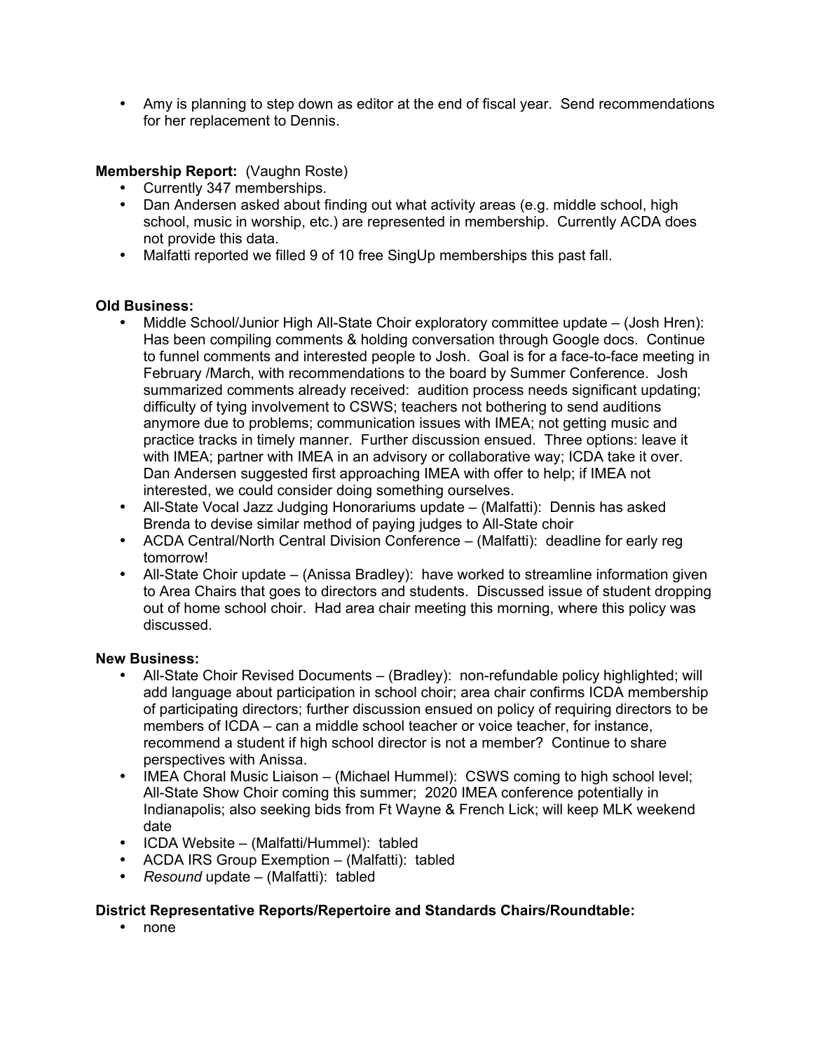- Amy is planning to step down as editor at the end of fiscal year. Send recommendations for her replacement to Dennis.

**Membership Report:** (Vaughn Roste)

- Currently 347 memberships.
- Dan Andersen asked about finding out what activity areas (e.g. middle school, high school, music in worship, etc.) are represented in membership. Currently ACDA does not provide this data.
- Malfatti reported we filled 9 of 10 free SingUp memberships this past fall.

**Old Business:**

- Middle School/Junior High All-State Choir exploratory committee update – (Josh Hren): Has been compiling comments & holding conversation through Google docs. Continue to funnel comments and interested people to Josh. Goal is for a face-to-face meeting in February /March, with recommendations to the board by Summer Conference. Josh summarized comments already received: audition process needs significant updating; difficulty of tying involvement to CSWS; teachers not bothering to send auditions anymore due to problems; communication issues with IMEA; not getting music and practice tracks in timely manner. Further discussion ensued. Three options: leave it with IMEA; partner with IMEA in an advisory or collaborative way; ICDA take it over. Dan Andersen suggested first approaching IMEA with offer to help; if IMEA not interested, we could consider doing something ourselves.
- All-State Vocal Jazz Judging Honorariums update – (Malfatti): Dennis has asked Brenda to devise similar method of paying judges to All-State choir
- ACDA Central/North Central Division Conference – (Malfatti): deadline for early reg tomorrow!
- All-State Choir update – (Anissa Bradley): have worked to streamline information given to Area Chairs that goes to directors and students. Discussed issue of student dropping out of home school choir. Had area chair meeting this morning, where this policy was discussed.

**New Business:**

- All-State Choir Revised Documents – (Bradley): non-refundable policy highlighted; will add language about participation in school choir; area chair confirms ICDA membership of participating directors; further discussion ensued on policy of requiring directors to be members of ICDA – can a middle school teacher or voice teacher, for instance, recommend a student if high school director is not a member? Continue to share perspectives with Anissa.
- IMEA Choral Music Liaison – (Michael Hummel): CSWS coming to high school level; All-State Show Choir coming this summer; 2020 IMEA conference potentially in Indianapolis; also seeking bids from Ft Wayne & French Lick; will keep MLK weekend date
- ICDA Website – (Malfatti/Hummel): tabled
- ACDA IRS Group Exemption – (Malfatti): tabled
- *Resound* update – (Malfatti): tabled

**District Representative Reports/Repertoire and Standards Chairs/Roundtable:**

- none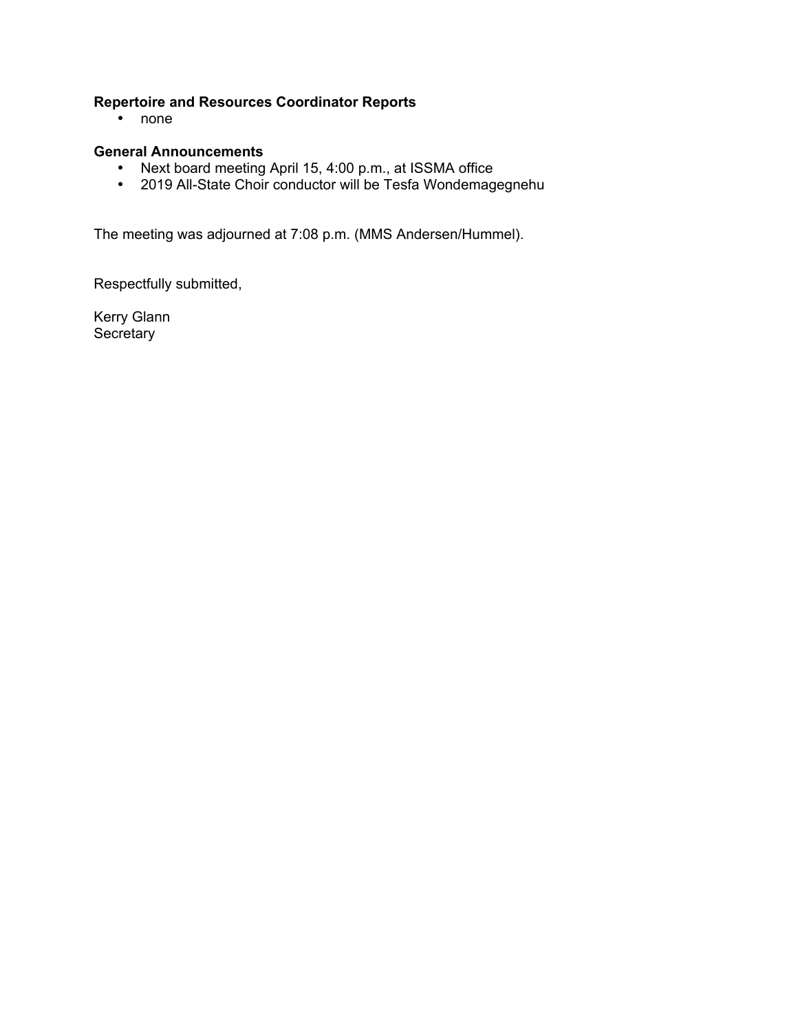**Repertoire and Resources Coordinator Reports**

- none

**General Announcements**

- Next board meeting April 15, 4:00 p.m., at ISSMA office
- 2019 All-State Choir conductor will be Tesfa Wondemagegnehu

The meeting was adjourned at 7:08 p.m. (MMS Andersen/Hummel).

Respectfully submitted,

Kerry Glann
Secretary